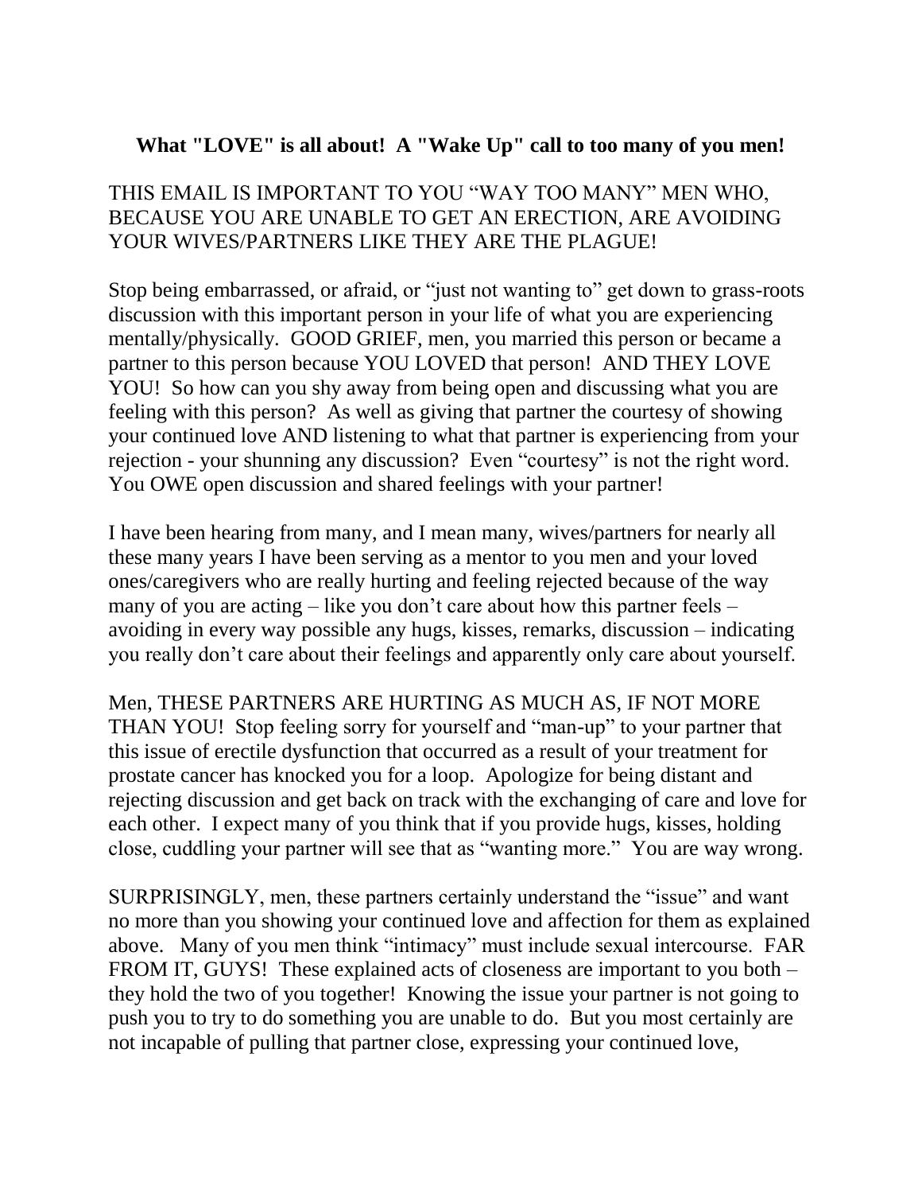**What "LOVE" is all about! A "Wake Up" call to too many of you men!**

THIS EMAIL IS IMPORTANT TO YOU "WAY TOO MANY" MEN WHO, BECAUSE YOU ARE UNABLE TO GET AN ERECTION, ARE AVOIDING YOUR WIVES/PARTNERS LIKE THEY ARE THE PLAGUE!

Stop being embarrassed, or afraid, or "just not wanting to" get down to grass-roots discussion with this important person in your life of what you are experiencing mentally/physically. GOOD GRIEF, men, you married this person or became a partner to this person because YOU LOVED that person! AND THEY LOVE YOU! So how can you shy away from being open and discussing what you are feeling with this person? As well as giving that partner the courtesy of showing your continued love AND listening to what that partner is experiencing from your rejection - your shunning any discussion? Even "courtesy" is not the right word. You OWE open discussion and shared feelings with your partner!

I have been hearing from many, and I mean many, wives/partners for nearly all these many years I have been serving as a mentor to you men and your loved ones/caregivers who are really hurting and feeling rejected because of the way many of you are acting – like you don't care about how this partner feels – avoiding in every way possible any hugs, kisses, remarks, discussion – indicating you really don't care about their feelings and apparently only care about yourself.

Men, THESE PARTNERS ARE HURTING AS MUCH AS, IF NOT MORE THAN YOU! Stop feeling sorry for yourself and "man-up" to your partner that this issue of erectile dysfunction that occurred as a result of your treatment for prostate cancer has knocked you for a loop. Apologize for being distant and rejecting discussion and get back on track with the exchanging of care and love for each other. I expect many of you think that if you provide hugs, kisses, holding close, cuddling your partner will see that as "wanting more." You are way wrong.

SURPRISINGLY, men, these partners certainly understand the "issue" and want no more than you showing your continued love and affection for them as explained above. Many of you men think "intimacy" must include sexual intercourse. FAR FROM IT, GUYS! These explained acts of closeness are important to you both – they hold the two of you together! Knowing the issue your partner is not going to push you to try to do something you are unable to do. But you most certainly are not incapable of pulling that partner close, expressing your continued love,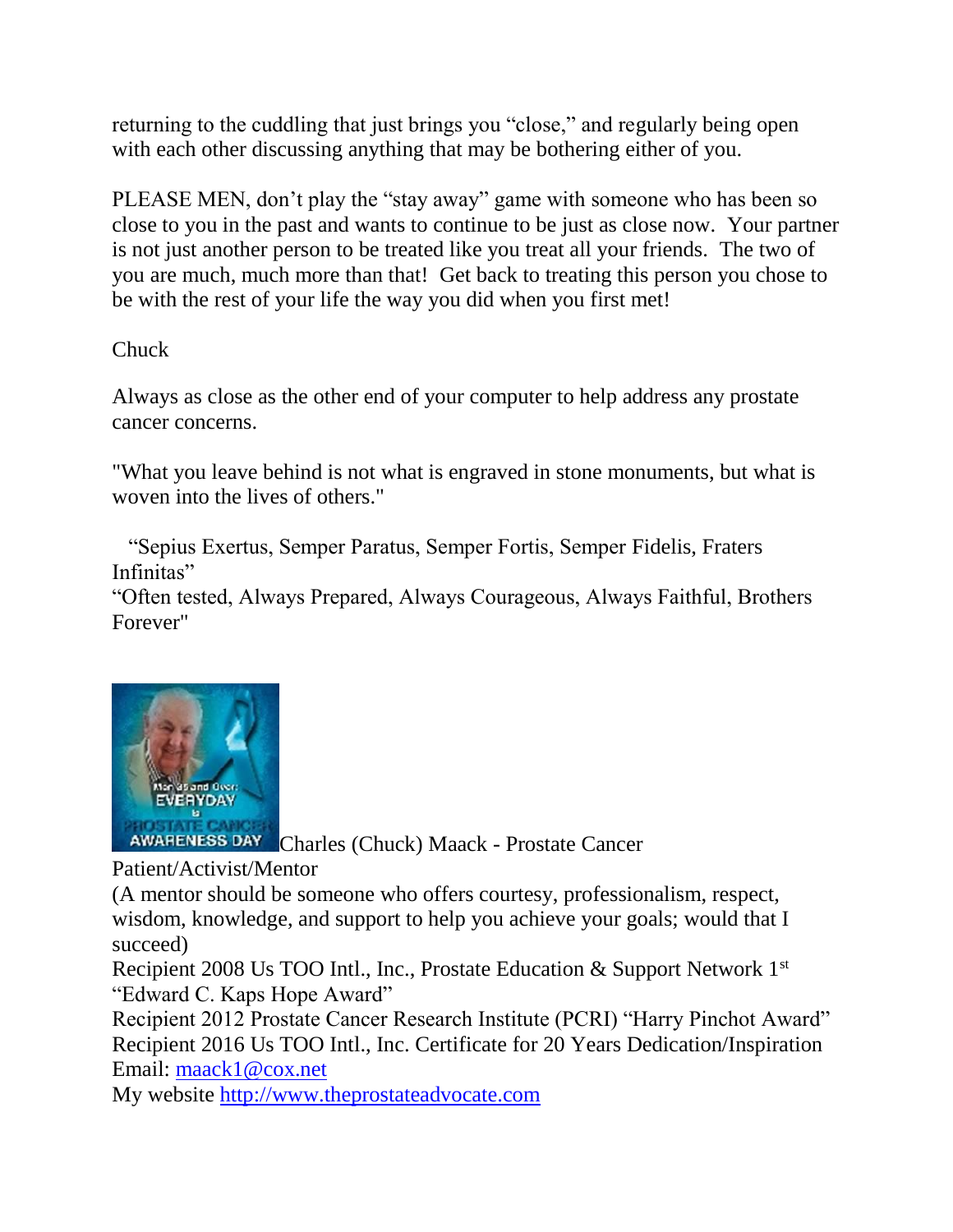returning to the cuddling that just brings you "close," and regularly being open with each other discussing anything that may be bothering either of you.

PLEASE MEN, don't play the "stay away" game with someone who has been so close to you in the past and wants to continue to be just as close now. Your partner is not just another person to be treated like you treat all your friends. The two of you are much, much more than that! Get back to treating this person you chose to be with the rest of your life the way you did when you first met!

Chuck

Always as close as the other end of your computer to help address any prostate cancer concerns.

"What you leave behind is not what is engraved in stone monuments, but what is woven into the lives of others."

"Sepius Exertus, Semper Paratus, Semper Fortis, Semper Fidelis, Fraters Infinitas"
"Often tested, Always Prepared, Always Courageous, Always Faithful, Brothers Forever"

Charles (Chuck) Maack - Prostate Cancer Patient/Activist/Mentor
(A mentor should be someone who offers courtesy, professionalism, respect, wisdom, knowledge, and support to help you achieve your goals; would that I succeed)
Recipient 2008 Us TOO Intl., Inc., Prostate Education & Support Network 1st "Edward C. Kaps Hope Award"
Recipient 2012 Prostate Cancer Research Institute (PCRI) "Harry Pinchot Award"
Recipient 2016 Us TOO Intl., Inc. Certificate for 20 Years Dedication/Inspiration
Email: maack1@cox.net
My website http://www.theprostateadvocate.com